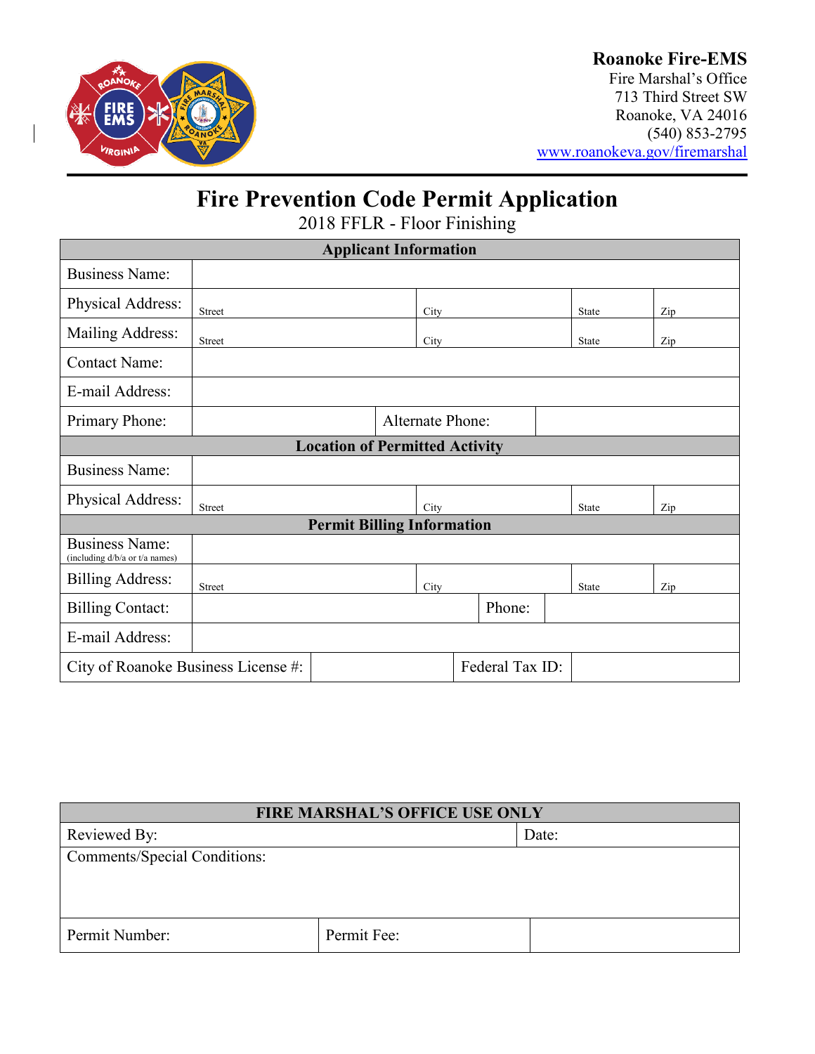**Roanoke Fire-EMS**
Fire Marshal's Office
713 Third Street SW
Roanoke, VA 24016
(540) 853-2795
www.roanokeva.gov/firemarshal

# Fire Prevention Code Permit Application

2018 FFLR - Floor Finishing

| Applicant Information | | | | |
|---|---|---|---|---|
| Business Name: | | | | |
| Physical Address: | Street | City | State | Zip |
| Mailing Address: | Street | City | State | Zip |
| Contact Name: | | | | |
| E-mail Address: | | | | |
| Primary Phone: | | Alternate Phone: | | |
| **Location of Permitted Activity** | | | | |
| Business Name: | | | | |
| Physical Address: | Street | City | State | Zip |
| **Permit Billing Information** | | | | |
| Business Name: (including d/b/a or t/a names) | | | | |
| Billing Address: | Street | City | State | Zip |
| Billing Contact: | | Phone: | | |
| E-mail Address: | | | | |
| City of Roanoke Business License #: | | Federal Tax ID: | | |

| FIRE MARSHAL'S OFFICE USE ONLY | | |
|---|---|---|
| Reviewed By: | | Date: |
| Comments/Special Conditions: | | |
| Permit Number: | Permit Fee: | |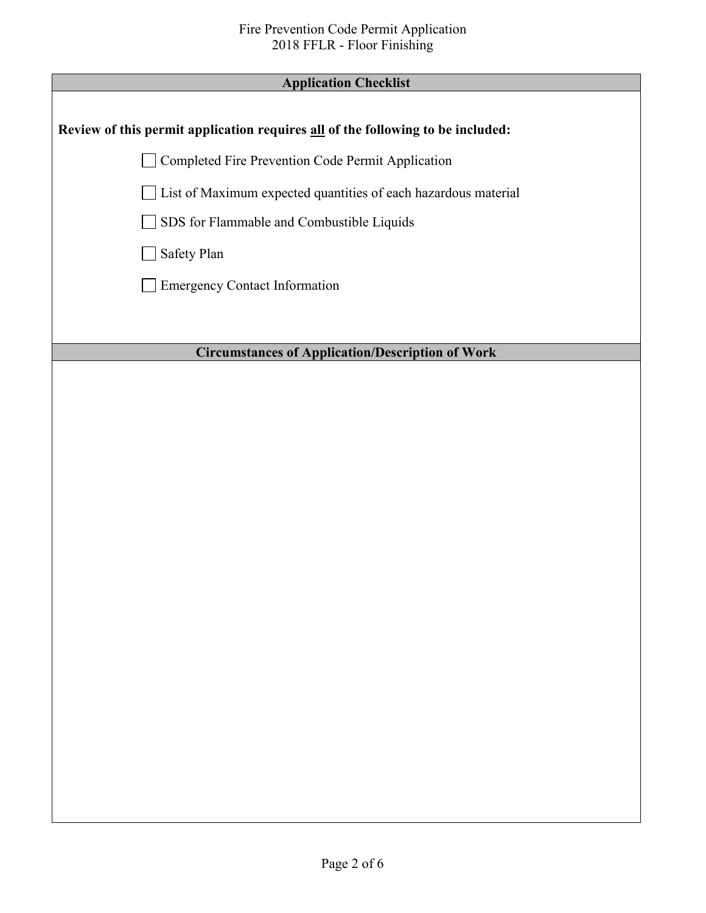## Application Checklist

**Review of this permit application requires all of the following to be included:**

- [ ] Completed Fire Prevention Code Permit Application
- [ ] List of Maximum expected quantities of each hazardous material
- [ ] SDS for Flammable and Combustible Liquids
- [ ] Safety Plan
- [ ] Emergency Contact Information

## Circumstances of Application/Description of Work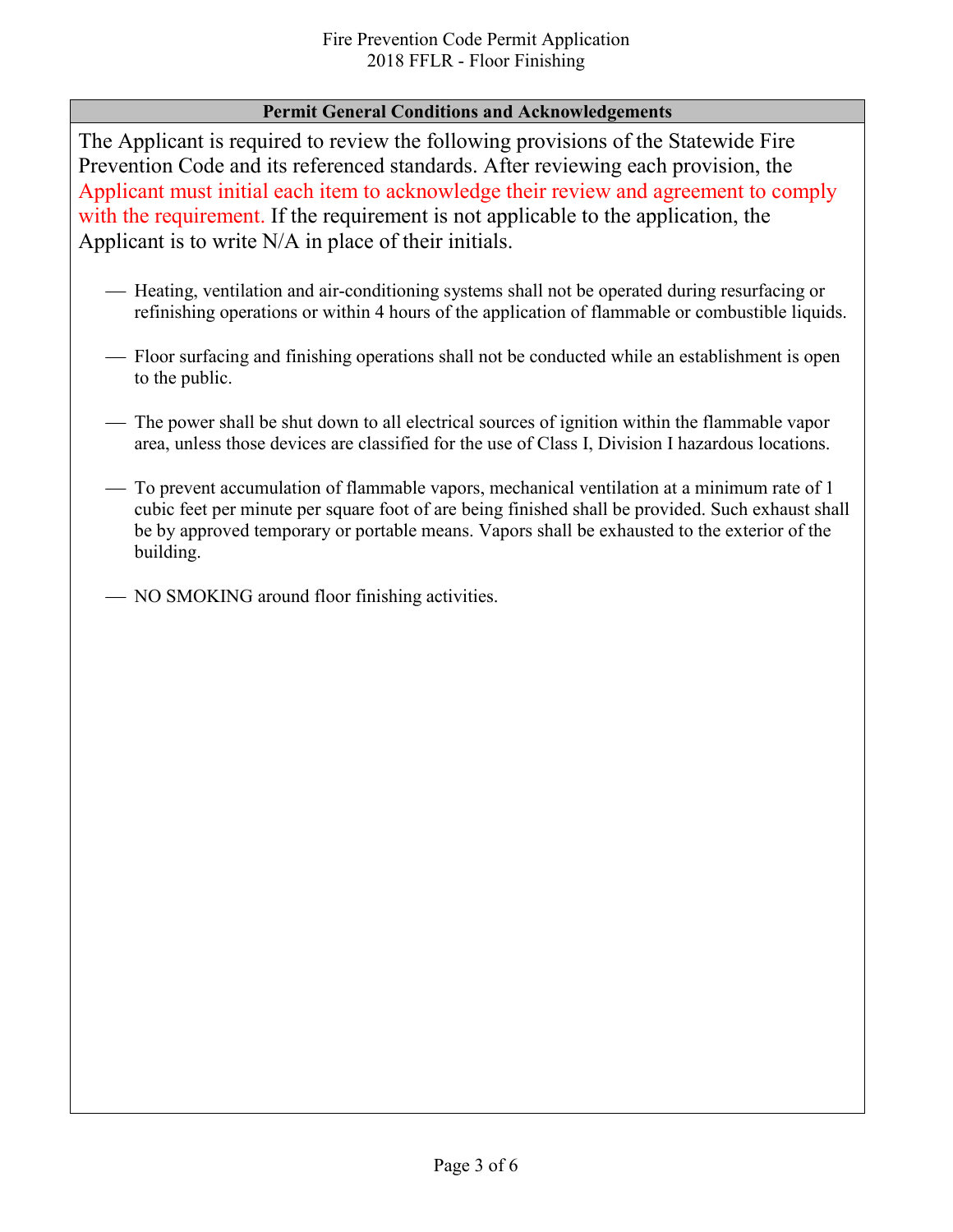## Permit General Conditions and Acknowledgements

The Applicant is required to review the following provisions of the Statewide Fire Prevention Code and its referenced standards. After reviewing each provision, the Applicant must initial each item to acknowledge their review and agreement to comply with the requirement. If the requirement is not applicable to the application, the Applicant is to write N/A in place of their initials.

- \_\_\_ Heating, ventilation and air-conditioning systems shall not be operated during resurfacing or refinishing operations or within 4 hours of the application of flammable or combustible liquids.
- \_\_\_ Floor surfacing and finishing operations shall not be conducted while an establishment is open to the public.
- \_\_\_ The power shall be shut down to all electrical sources of ignition within the flammable vapor area, unless those devices are classified for the use of Class I, Division I hazardous locations.
- \_\_\_ To prevent accumulation of flammable vapors, mechanical ventilation at a minimum rate of 1 cubic feet per minute per square foot of are being finished shall be provided. Such exhaust shall be by approved temporary or portable means. Vapors shall be exhausted to the exterior of the building.
- \_\_\_ NO SMOKING around floor finishing activities.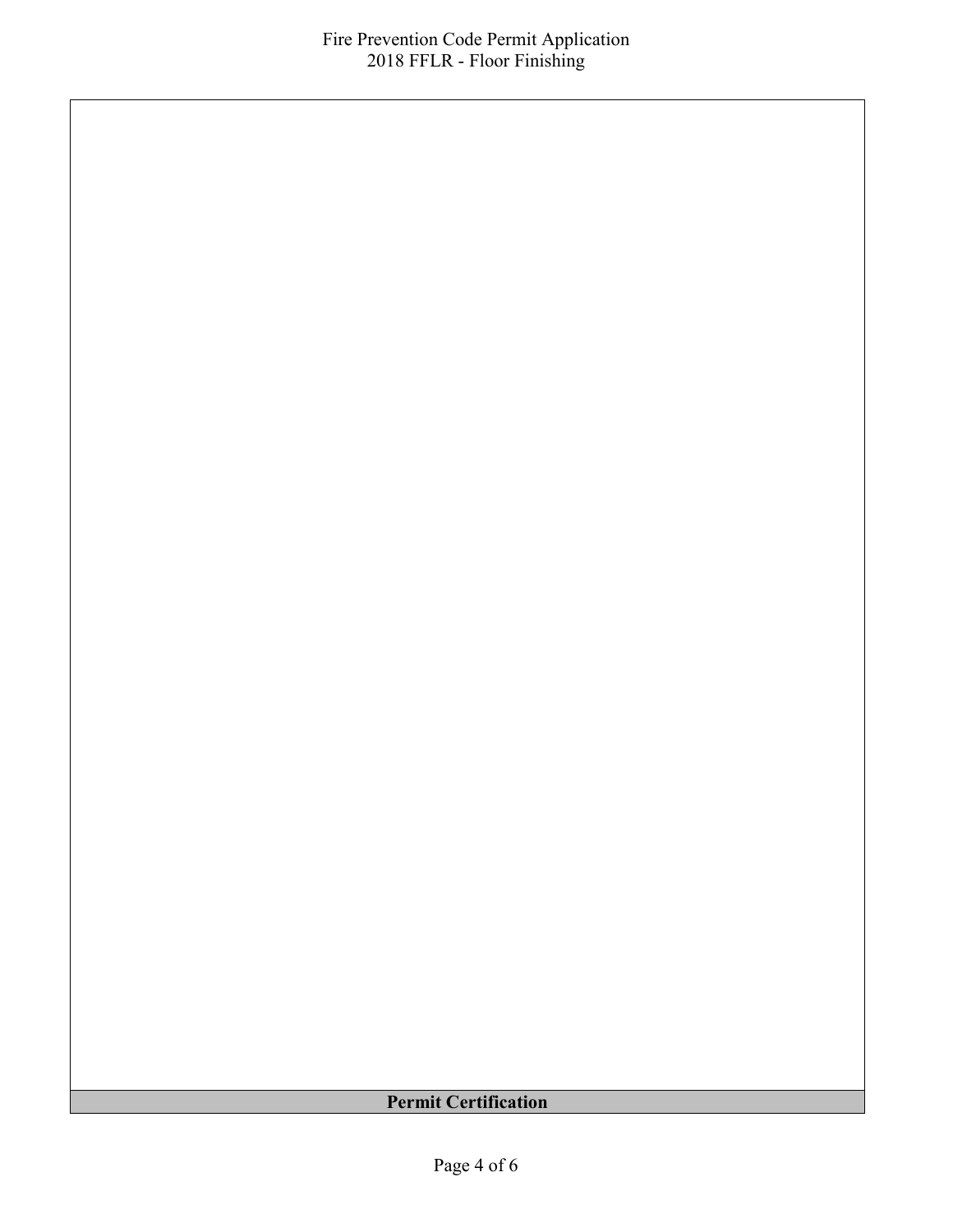## Permit Certification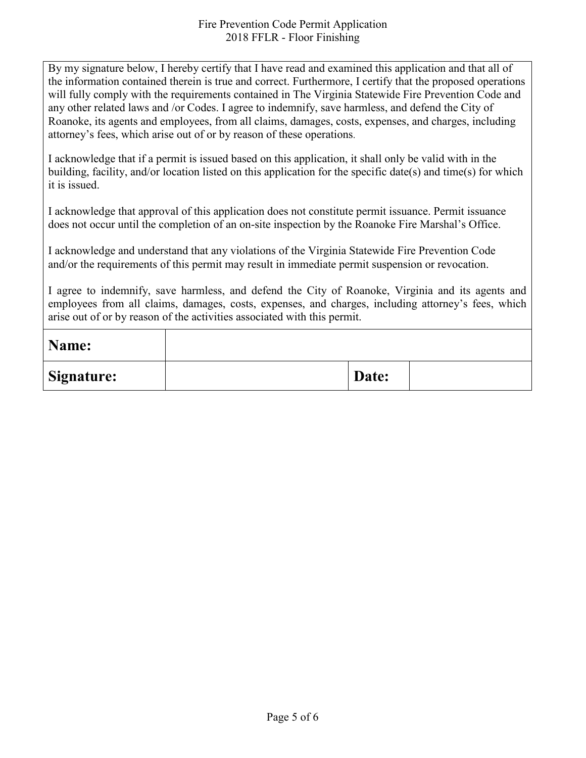By my signature below, I hereby certify that I have read and examined this application and that all of the information contained therein is true and correct. Furthermore, I certify that the proposed operations will fully comply with the requirements contained in The Virginia Statewide Fire Prevention Code and any other related laws and /or Codes. I agree to indemnify, save harmless, and defend the City of Roanoke, its agents and employees, from all claims, damages, costs, expenses, and charges, including attorney's fees, which arise out of or by reason of these operations.

I acknowledge that if a permit is issued based on this application, it shall only be valid with in the building, facility, and/or location listed on this application for the specific date(s) and time(s) for which it is issued.

I acknowledge that approval of this application does not constitute permit issuance. Permit issuance does not occur until the completion of an on-site inspection by the Roanoke Fire Marshal's Office.

I acknowledge and understand that any violations of the Virginia Statewide Fire Prevention Code and/or the requirements of this permit may result in immediate permit suspension or revocation.

I agree to indemnify, save harmless, and defend the City of Roanoke, Virginia and its agents and employees from all claims, damages, costs, expenses, and charges, including attorney's fees, which arise out of or by reason of the activities associated with this permit.

| **Name:** | | | |
|---|---|---|---|
| **Signature:** | | **Date:** | |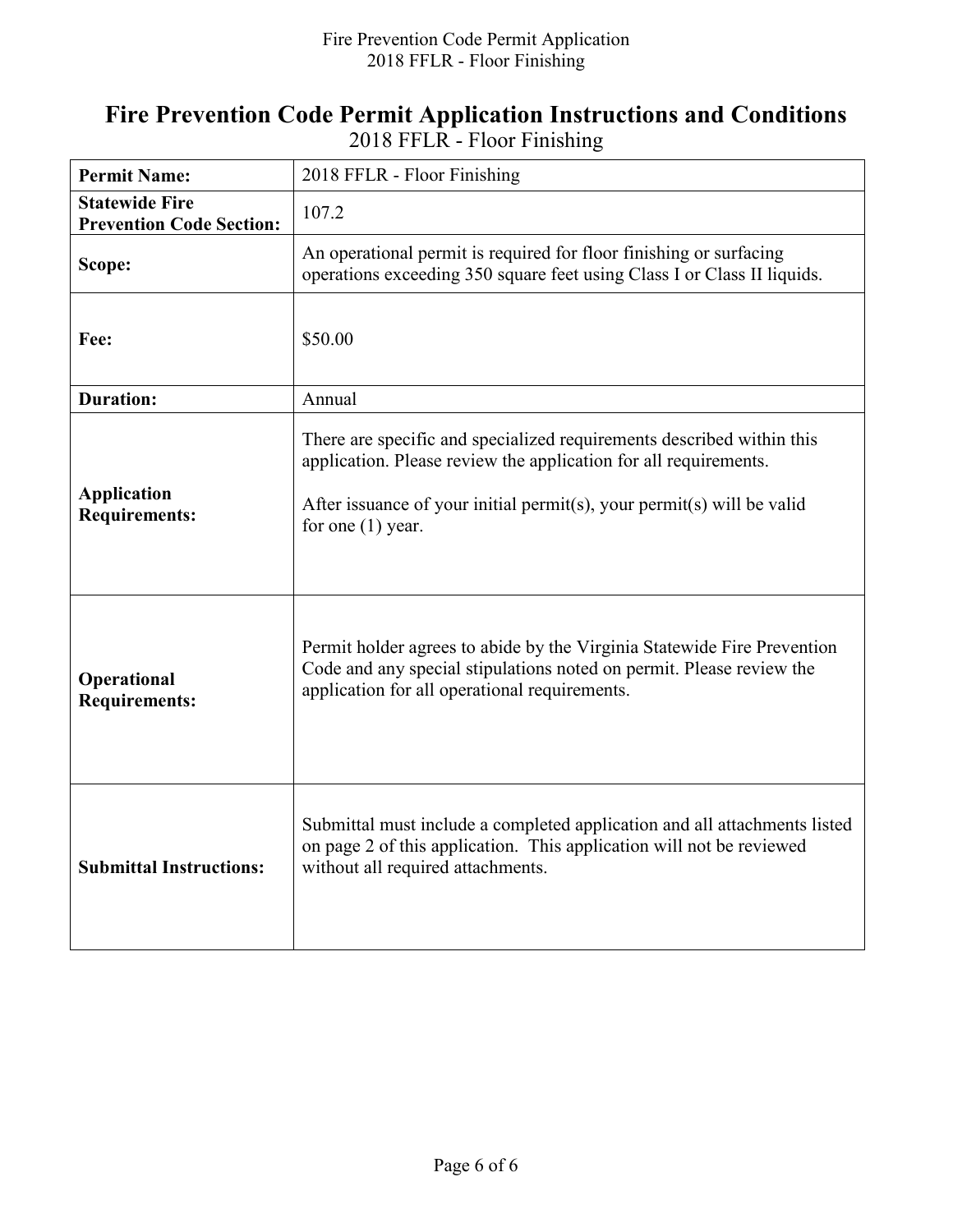# Fire Prevention Code Permit Application Instructions and Conditions

2018 FFLR - Floor Finishing

| | |
|---|---|
| **Permit Name:** | 2018 FFLR - Floor Finishing |
| **Statewide Fire Prevention Code Section:** | 107.2 |
| **Scope:** | An operational permit is required for floor finishing or surfacing operations exceeding 350 square feet using Class I or Class II liquids. |
| **Fee:** | $50.00 |
| **Duration:** | Annual |
| **Application Requirements:** | There are specific and specialized requirements described within this application. Please review the application for all requirements.<br><br>After issuance of your initial permit(s), your permit(s) will be valid for one (1) year. |
| **Operational Requirements:** | Permit holder agrees to abide by the Virginia Statewide Fire Prevention Code and any special stipulations noted on permit. Please review the application for all operational requirements. |
| **Submittal Instructions:** | Submittal must include a completed application and all attachments listed on page 2 of this application. This application will not be reviewed without all required attachments. |